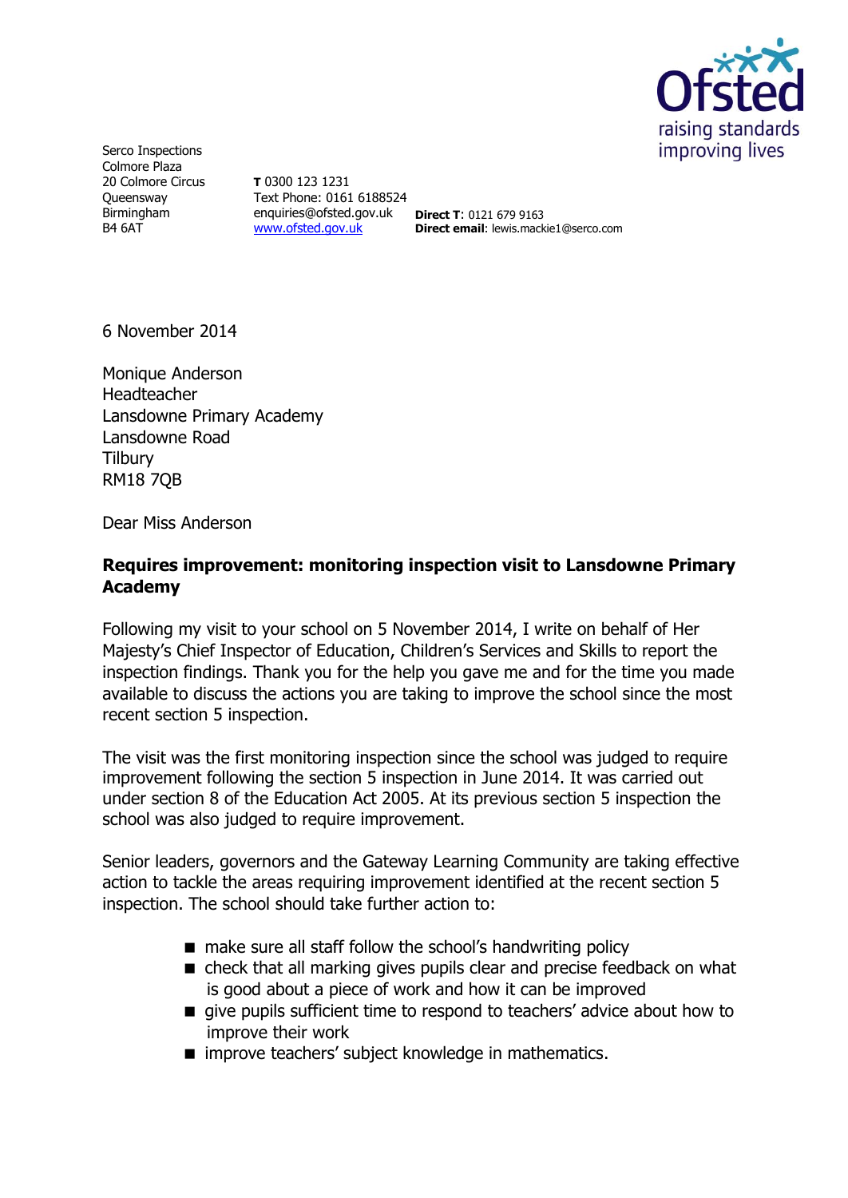Serco Inspections
Colmore Plaza
20 Colmore Circus
Queensway
Birmingham
B4 6AT

**T** 0300 123 1231
Text Phone: 0161 6188524
enquiries@ofsted.gov.uk
www.ofsted.gov.uk

**Direct T**: 0121 679 9163
**Direct email**: lewis.mackie1@serco.com

6 November 2014

Monique Anderson
Headteacher
Lansdowne Primary Academy
Lansdowne Road
Tilbury
RM18 7QB

Dear Miss Anderson

**Requires improvement: monitoring inspection visit to Lansdowne Primary Academy**

Following my visit to your school on 5 November 2014, I write on behalf of Her Majesty's Chief Inspector of Education, Children's Services and Skills to report the inspection findings. Thank you for the help you gave me and for the time you made available to discuss the actions you are taking to improve the school since the most recent section 5 inspection.

The visit was the first monitoring inspection since the school was judged to require improvement following the section 5 inspection in June 2014. It was carried out under section 8 of the Education Act 2005. At its previous section 5 inspection the school was also judged to require improvement.

Senior leaders, governors and the Gateway Learning Community are taking effective action to tackle the areas requiring improvement identified at the recent section 5 inspection. The school should take further action to:

- make sure all staff follow the school's handwriting policy
- check that all marking gives pupils clear and precise feedback on what is good about a piece of work and how it can be improved
- give pupils sufficient time to respond to teachers' advice about how to improve their work
- improve teachers' subject knowledge in mathematics.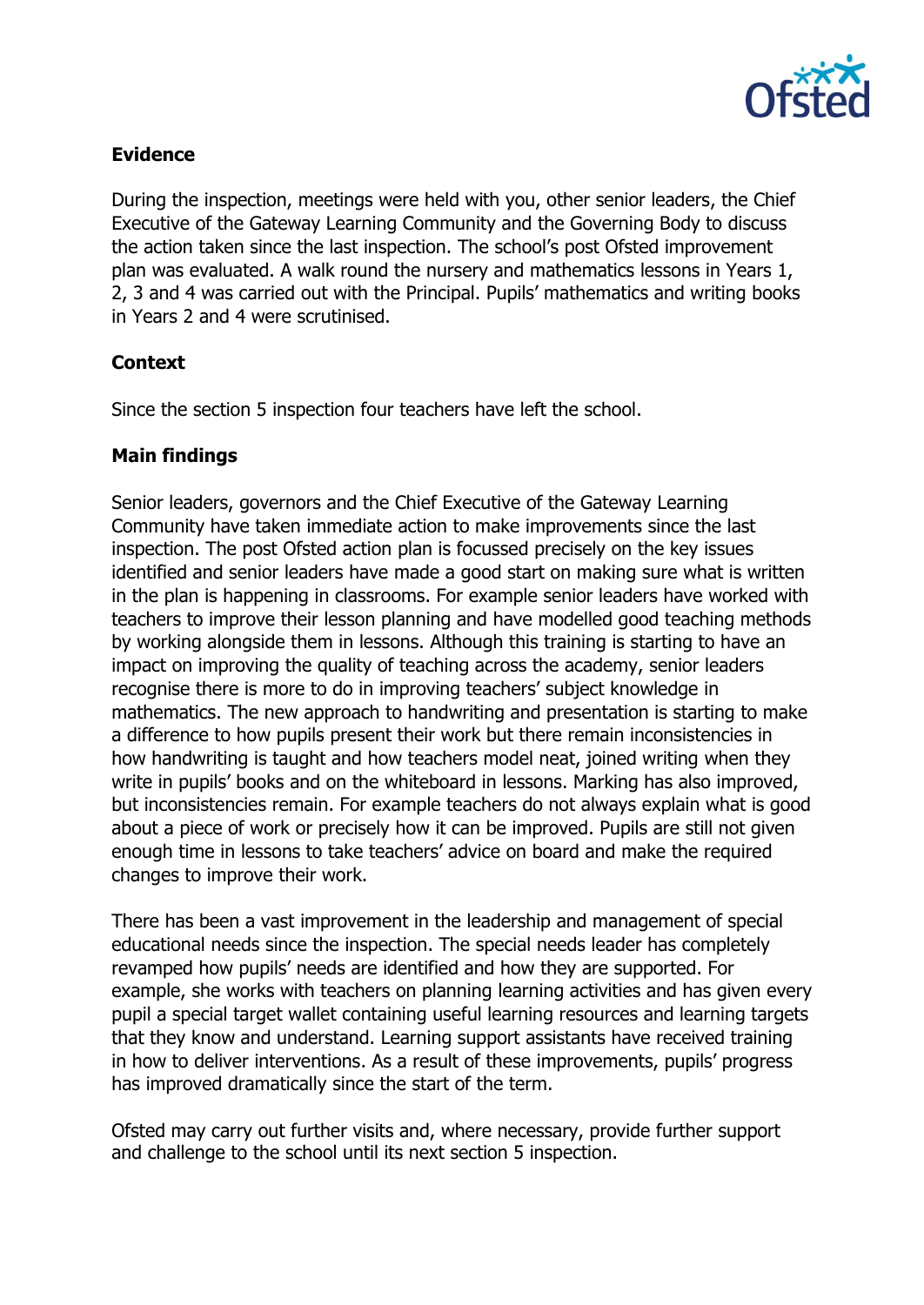**Evidence**

During the inspection, meetings were held with you, other senior leaders, the Chief Executive of the Gateway Learning Community and the Governing Body to discuss the action taken since the last inspection. The school's post Ofsted improvement plan was evaluated. A walk round the nursery and mathematics lessons in Years 1, 2, 3 and 4 was carried out with the Principal. Pupils' mathematics and writing books in Years 2 and 4 were scrutinised.

**Context**

Since the section 5 inspection four teachers have left the school.

**Main findings**

Senior leaders, governors and the Chief Executive of the Gateway Learning Community have taken immediate action to make improvements since the last inspection. The post Ofsted action plan is focussed precisely on the key issues identified and senior leaders have made a good start on making sure what is written in the plan is happening in classrooms. For example senior leaders have worked with teachers to improve their lesson planning and have modelled good teaching methods by working alongside them in lessons. Although this training is starting to have an impact on improving the quality of teaching across the academy, senior leaders recognise there is more to do in improving teachers' subject knowledge in mathematics. The new approach to handwriting and presentation is starting to make a difference to how pupils present their work but there remain inconsistencies in how handwriting is taught and how teachers model neat, joined writing when they write in pupils' books and on the whiteboard in lessons. Marking has also improved, but inconsistencies remain. For example teachers do not always explain what is good about a piece of work or precisely how it can be improved. Pupils are still not given enough time in lessons to take teachers' advice on board and make the required changes to improve their work.

There has been a vast improvement in the leadership and management of special educational needs since the inspection. The special needs leader has completely revamped how pupils' needs are identified and how they are supported. For example, she works with teachers on planning learning activities and has given every pupil a special target wallet containing useful learning resources and learning targets that they know and understand. Learning support assistants have received training in how to deliver interventions. As a result of these improvements, pupils' progress has improved dramatically since the start of the term.

Ofsted may carry out further visits and, where necessary, provide further support and challenge to the school until its next section 5 inspection.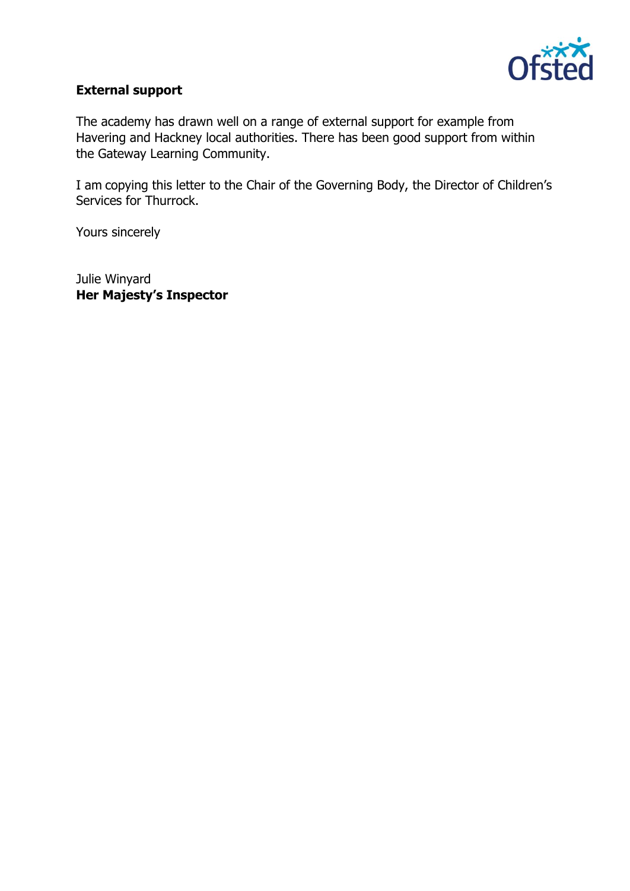**External support**

The academy has drawn well on a range of external support for example from Havering and Hackney local authorities. There has been good support from within the Gateway Learning Community.

I am copying this letter to the Chair of the Governing Body, the Director of Children's Services for Thurrock.

Yours sincerely

Julie Winyard
**Her Majesty's Inspector**